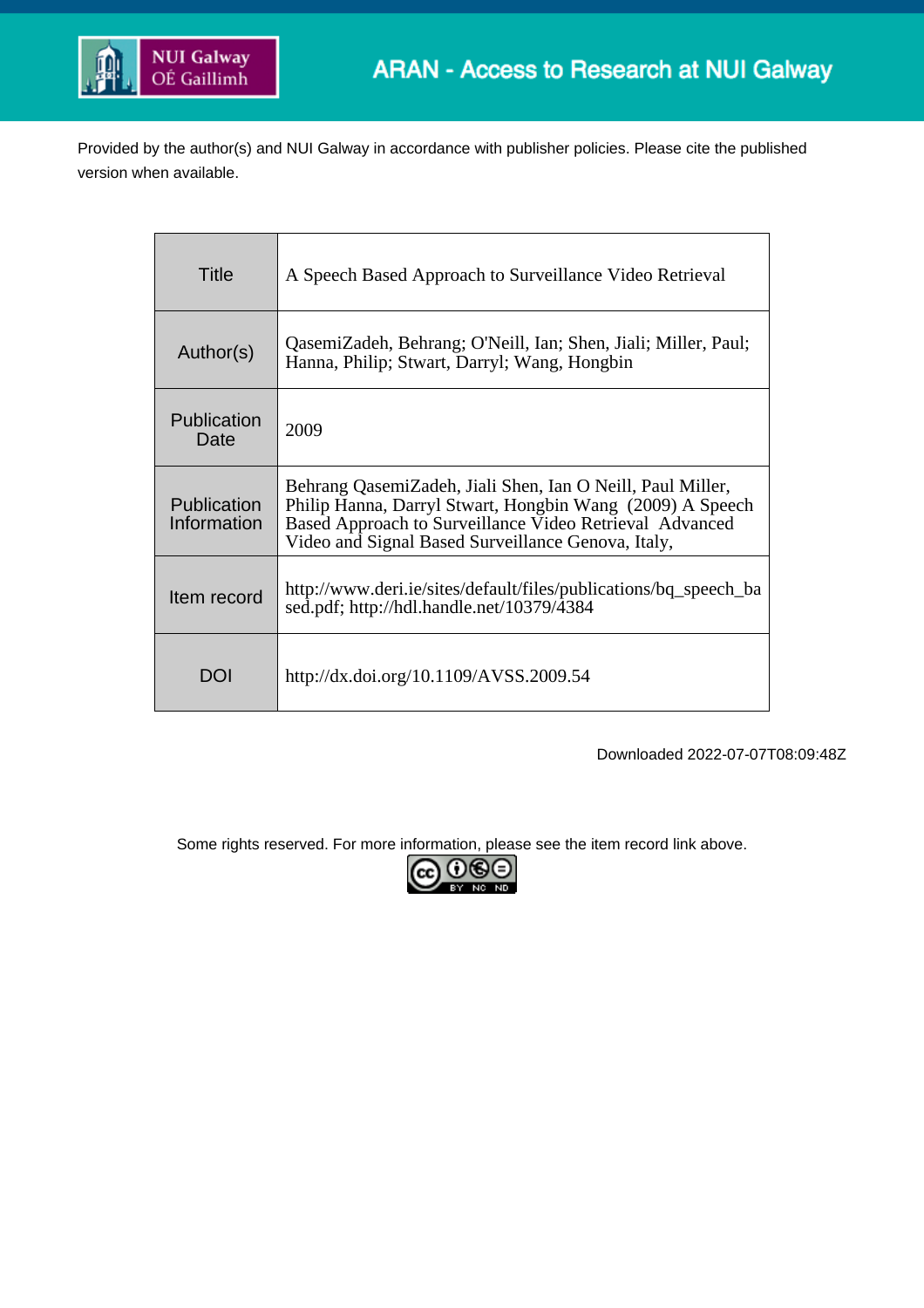ARAN - Access to Research at NUI Galway

Provided by the author(s) and NUI Galway in accordance with publisher policies. Please cite the published version when available.

| | |
|---|---|
| Title | A Speech Based Approach to Surveillance Video Retrieval |
| Author(s) | QasemiZadeh, Behrang; O'Neill, Ian; Shen, Jiali; Miller, Paul; Hanna, Philip; Stwart, Darryl; Wang, Hongbin |
| Publication Date | 2009 |
| Publication Information | Behrang QasemiZadeh, Jiali Shen, Ian O Neill, Paul Miller, Philip Hanna, Darryl Stwart, Hongbin Wang (2009) A Speech Based Approach to Surveillance Video Retrieval Advanced Video and Signal Based Surveillance Genova, Italy, |
| Item record | http://www.deri.ie/sites/default/files/publications/bq_speech_based.pdf; http://hdl.handle.net/10379/4384 |
| DOI | http://dx.doi.org/10.1109/AVSS.2009.54 |

Downloaded 2022-07-07T08:09:48Z

Some rights reserved. For more information, please see the item record link above.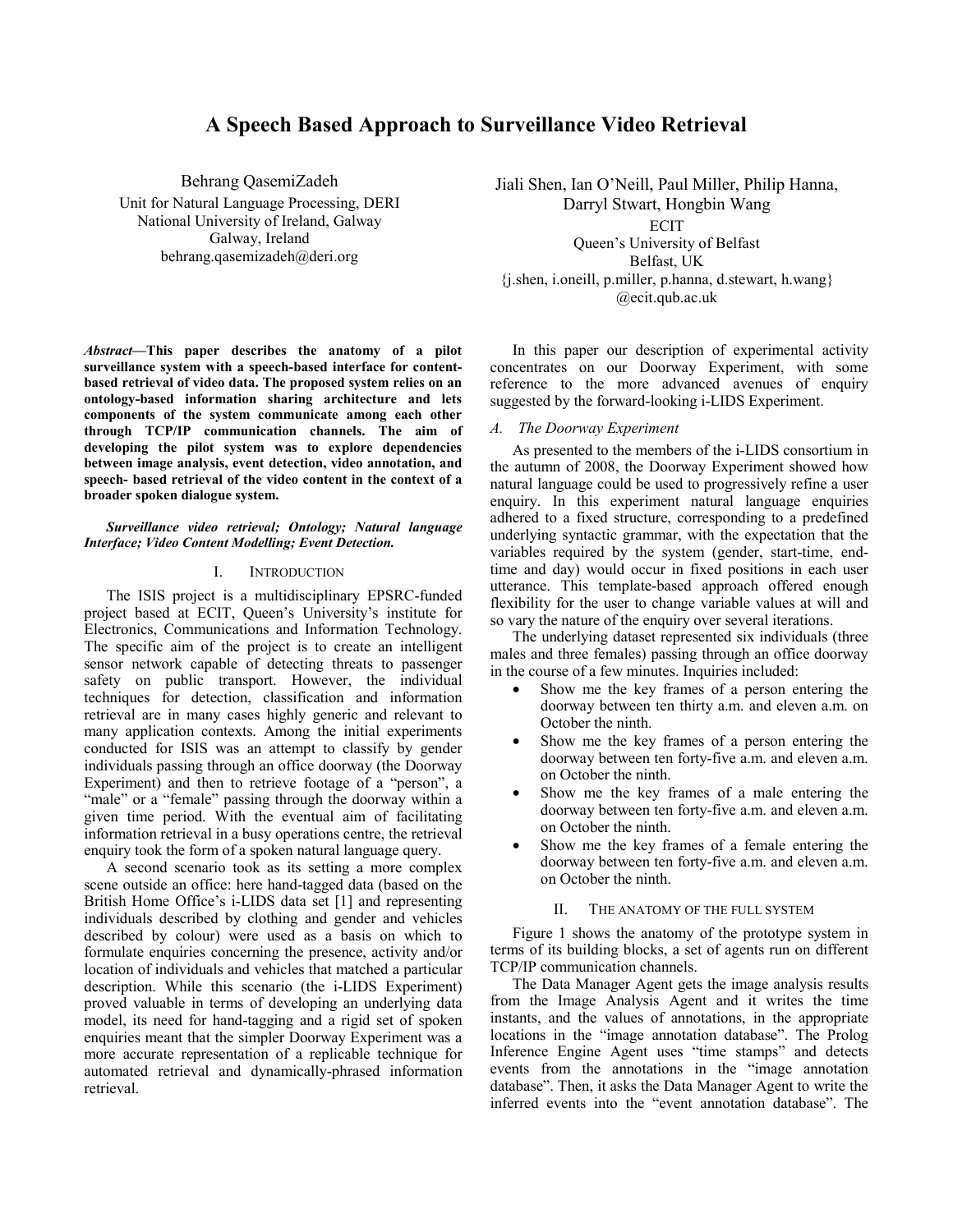# A Speech Based Approach to Surveillance Video Retrieval

Behrang QasemiZadeh
Unit for Natural Language Processing, DERI
National University of Ireland, Galway
Galway, Ireland
behrang.qasemizadeh@deri.org

Jiali Shen, Ian O'Neill, Paul Miller, Philip Hanna, Darryl Stwart, Hongbin Wang
ECIT
Queen's University of Belfast
Belfast, UK
{j.shen, i.oneill, p.miller, p.hanna, d.stewart, h.wang}@ecit.qub.ac.uk

***Abstract*—This paper describes the anatomy of a pilot surveillance system with a speech-based interface for content-based retrieval of video data. The proposed system relies on an ontology-based information sharing architecture and lets components of the system communicate among each other through TCP/IP communication channels. The aim of developing the pilot system was to explore dependencies between image analysis, event detection, video annotation, and speech- based retrieval of the video content in the context of a broader spoken dialogue system.**

***Surveillance video retrieval; Ontology; Natural language Interface; Video Content Modelling; Event Detection.***

## I. Introduction

The ISIS project is a multidisciplinary EPSRC-funded project based at ECIT, Queen's University's institute for Electronics, Communications and Information Technology. The specific aim of the project is to create an intelligent sensor network capable of detecting threats to passenger safety on public transport. However, the individual techniques for detection, classification and information retrieval are in many cases highly generic and relevant to many application contexts. Among the initial experiments conducted for ISIS was an attempt to classify by gender individuals passing through an office doorway (the Doorway Experiment) and then to retrieve footage of a "person", a "male" or a "female" passing through the doorway within a given time period. With the eventual aim of facilitating information retrieval in a busy operations centre, the retrieval enquiry took the form of a spoken natural language query.

A second scenario took as its setting a more complex scene outside an office: here hand-tagged data (based on the British Home Office's i-LIDS data set [1] and representing individuals described by clothing and gender and vehicles described by colour) were used as a basis on which to formulate enquiries concerning the presence, activity and/or location of individuals and vehicles that matched a particular description. While this scenario (the i-LIDS Experiment) proved valuable in terms of developing an underlying data model, its need for hand-tagging and a rigid set of spoken enquiries meant that the simpler Doorway Experiment was a more accurate representation of a replicable technique for automated retrieval and dynamically-phrased information retrieval.

In this paper our description of experimental activity concentrates on our Doorway Experiment, with some reference to the more advanced avenues of enquiry suggested by the forward-looking i-LIDS Experiment.

### *A. The Doorway Experiment*

As presented to the members of the i-LIDS consortium in the autumn of 2008, the Doorway Experiment showed how natural language could be used to progressively refine a user enquiry. In this experiment natural language enquiries adhered to a fixed structure, corresponding to a predefined underlying syntactic grammar, with the expectation that the variables required by the system (gender, start-time, end-time and day) would occur in fixed positions in each user utterance. This template-based approach offered enough flexibility for the user to change variable values at will and so vary the nature of the enquiry over several iterations.

The underlying dataset represented six individuals (three males and three females) passing through an office doorway in the course of a few minutes. Inquiries included:

- Show me the key frames of a person entering the doorway between ten thirty a.m. and eleven a.m. on October the ninth.
- Show me the key frames of a person entering the doorway between ten forty-five a.m. and eleven a.m. on October the ninth.
- Show me the key frames of a male entering the doorway between ten forty-five a.m. and eleven a.m. on October the ninth.
- Show me the key frames of a female entering the doorway between ten forty-five a.m. and eleven a.m. on October the ninth.

## II. The Anatomy of the Full System

Figure 1 shows the anatomy of the prototype system in terms of its building blocks, a set of agents run on different TCP/IP communication channels.

The Data Manager Agent gets the image analysis results from the Image Analysis Agent and it writes the time instants, and the values of annotations, in the appropriate locations in the "image annotation database". The Prolog Inference Engine Agent uses "time stamps" and detects events from the annotations in the "image annotation database". Then, it asks the Data Manager Agent to write the inferred events into the "event annotation database". The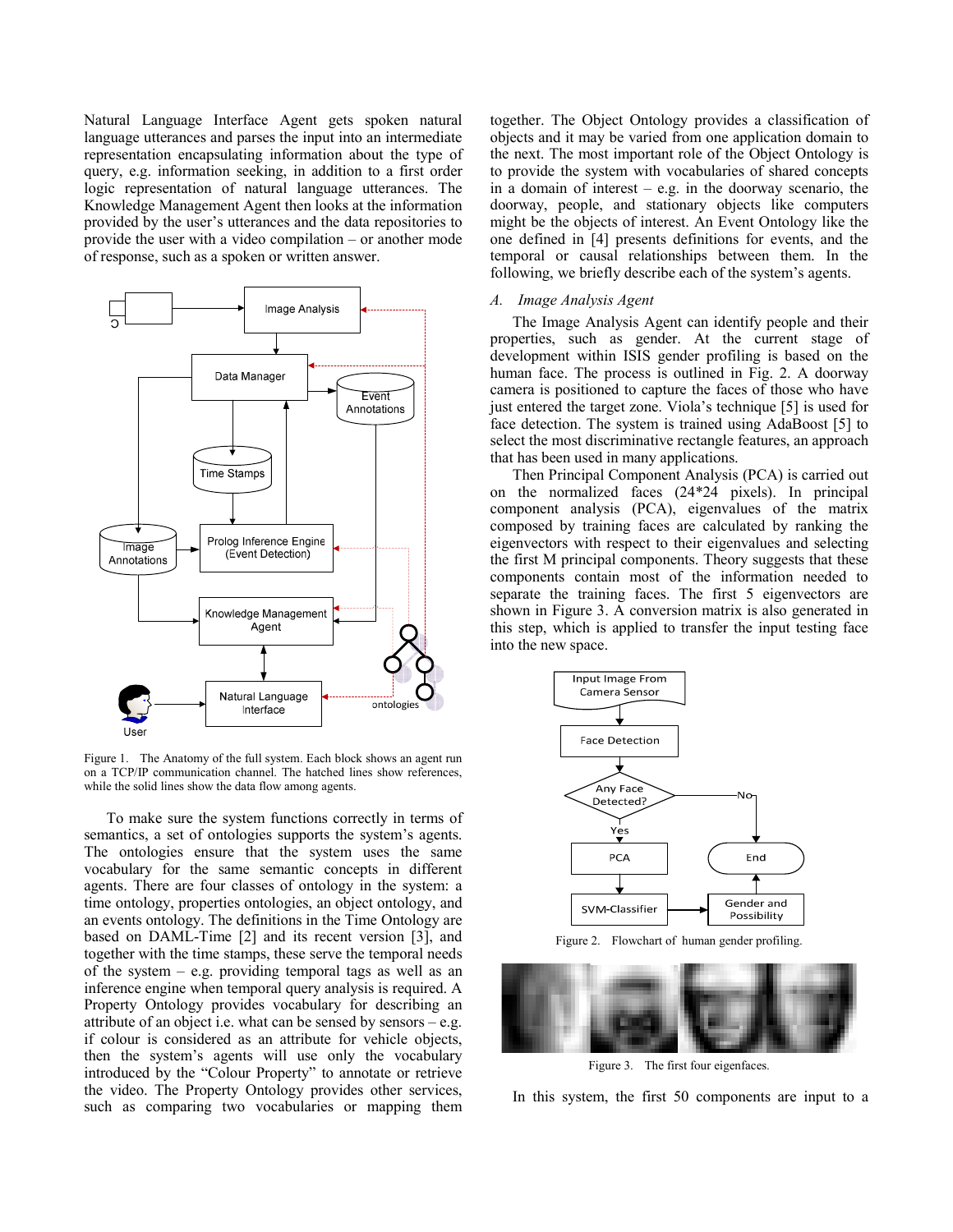Natural Language Interface Agent gets spoken natural language utterances and parses the input into an intermediate representation encapsulating information about the type of query, e.g. information seeking, in addition to a first order logic representation of natural language utterances. The Knowledge Management Agent then looks at the information provided by the user's utterances and the data repositories to provide the user with a video compilation – or another mode of response, such as a spoken or written answer.

Figure 1. The Anatomy of the full system. Each block shows an agent run on a TCP/IP communication channel. The hatched lines show references, while the solid lines show the data flow among agents.

To make sure the system functions correctly in terms of semantics, a set of ontologies supports the system's agents. The ontologies ensure that the system uses the same vocabulary for the same semantic concepts in different agents. There are four classes of ontology in the system: a time ontology, properties ontologies, an object ontology, and an events ontology. The definitions in the Time Ontology are based on DAML-Time [2] and its recent version [3], and together with the time stamps, these serve the temporal needs of the system – e.g. providing temporal tags as well as an inference engine when temporal query analysis is required. A Property Ontology provides vocabulary for describing an attribute of an object i.e. what can be sensed by sensors – e.g. if colour is considered as an attribute for vehicle objects, then the system's agents will use only the vocabulary introduced by the "Colour Property" to annotate or retrieve the video. The Property Ontology provides other services, such as comparing two vocabularies or mapping them together. The Object Ontology provides a classification of objects and it may be varied from one application domain to the next. The most important role of the Object Ontology is to provide the system with vocabularies of shared concepts in a domain of interest – e.g. in the doorway scenario, the doorway, people, and stationary objects like computers might be the objects of interest. An Event Ontology like the one defined in [4] presents definitions for events, and the temporal or causal relationships between them. In the following, we briefly describe each of the system's agents.

### A. *Image Analysis Agent*

The Image Analysis Agent can identify people and their properties, such as gender. At the current stage of development within ISIS gender profiling is based on the human face. The process is outlined in Fig. 2. A doorway camera is positioned to capture the faces of those who have just entered the target zone. Viola's technique [5] is used for face detection. The system is trained using AdaBoost [5] to select the most discriminative rectangle features, an approach that has been used in many applications.

Then Principal Component Analysis (PCA) is carried out on the normalized faces (24*24 pixels). In principal component analysis (PCA), eigenvalues of the matrix composed by training faces are calculated by ranking the eigenvectors with respect to their eigenvalues and selecting the first M principal components. Theory suggests that these components contain most of the information needed to separate the training faces. The first 5 eigenvectors are shown in Figure 3. A conversion matrix is also generated in this step, which is applied to transfer the input testing face into the new space.

Figure 2. Flowchart of human gender profiling.

Figure 3. The first four eigenfaces.

In this system, the first 50 components are input to a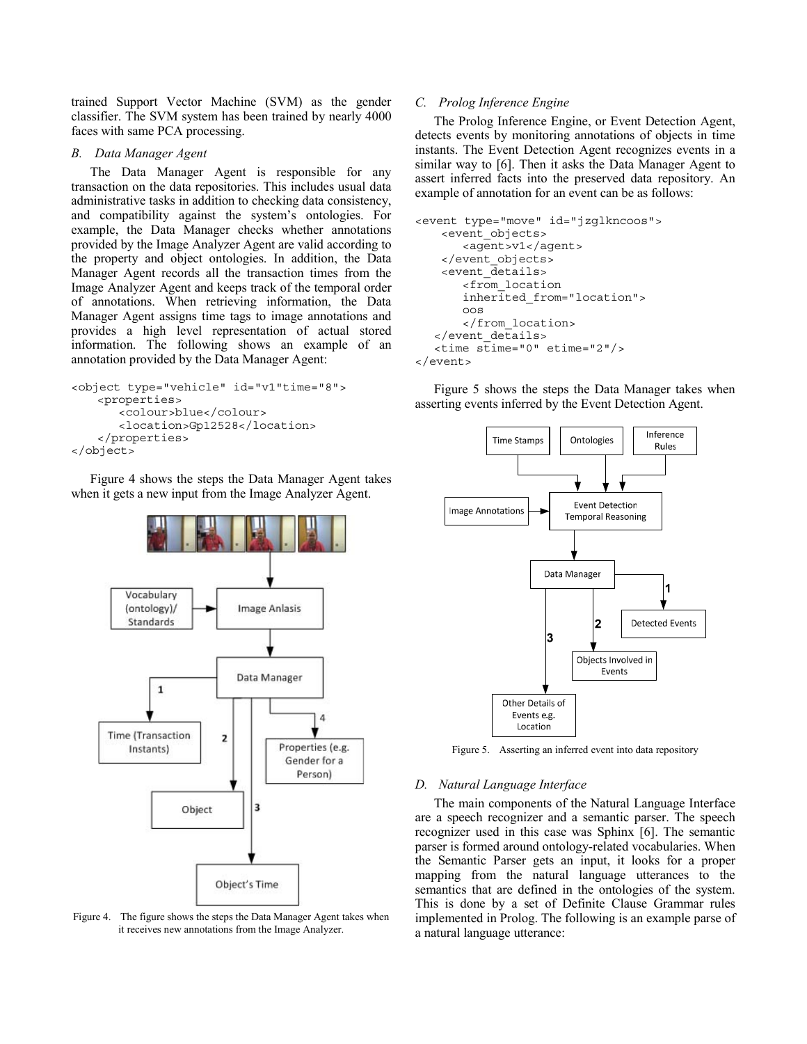trained Support Vector Machine (SVM) as the gender classifier. The SVM system has been trained by nearly 4000 faces with same PCA processing.

### B. Data Manager Agent

The Data Manager Agent is responsible for any transaction on the data repositories. This includes usual data administrative tasks in addition to checking data consistency, and compatibility against the system's ontologies. For example, the Data Manager checks whether annotations provided by the Image Analyzer Agent are valid according to the property and object ontologies. In addition, the Data Manager Agent records all the transaction times from the Image Analyzer Agent and keeps track of the temporal order of annotations. When retrieving information, the Data Manager Agent assigns time tags to image annotations and provides a high level representation of actual stored information. The following shows an example of an annotation provided by the Data Manager Agent:

```
<object type="vehicle" id="v1"time="8">
    <properties>
       <colour>blue</colour>
       <location>Gp12528</location>
    </properties>
</object>
```

Figure 4 shows the steps the Data Manager Agent takes when it gets a new input from the Image Analyzer Agent.

Figure 4. The figure shows the steps the Data Manager Agent takes when it receives new annotations from the Image Analyzer.

### C. Prolog Inference Engine

The Prolog Inference Engine, or Event Detection Agent, detects events by monitoring annotations of objects in time instants. The Event Detection Agent recognizes events in a similar way to [6]. Then it asks the Data Manager Agent to assert inferred facts into the preserved data repository. An example of annotation for an event can be as follows:

```
<event type="move" id="jzglkncoos">
    <event_objects>
       <agent>v1</agent>
    </event_objects>
    <event_details>
       <from_location
       inherited_from="location">
       oos
       </from_location>
   </event_details>
   <time stime="0" etime="2"/>
</event>
```

Figure 5 shows the steps the Data Manager takes when asserting events inferred by the Event Detection Agent.

Figure 5. Asserting an inferred event into data repository

### D. Natural Language Interface

The main components of the Natural Language Interface are a speech recognizer and a semantic parser. The speech recognizer used in this case was Sphinx [6]. The semantic parser is formed around ontology-related vocabularies. When the Semantic Parser gets an input, it looks for a proper mapping from the natural language utterances to the semantics that are defined in the ontologies of the system. This is done by a set of Definite Clause Grammar rules implemented in Prolog. The following is an example parse of a natural language utterance: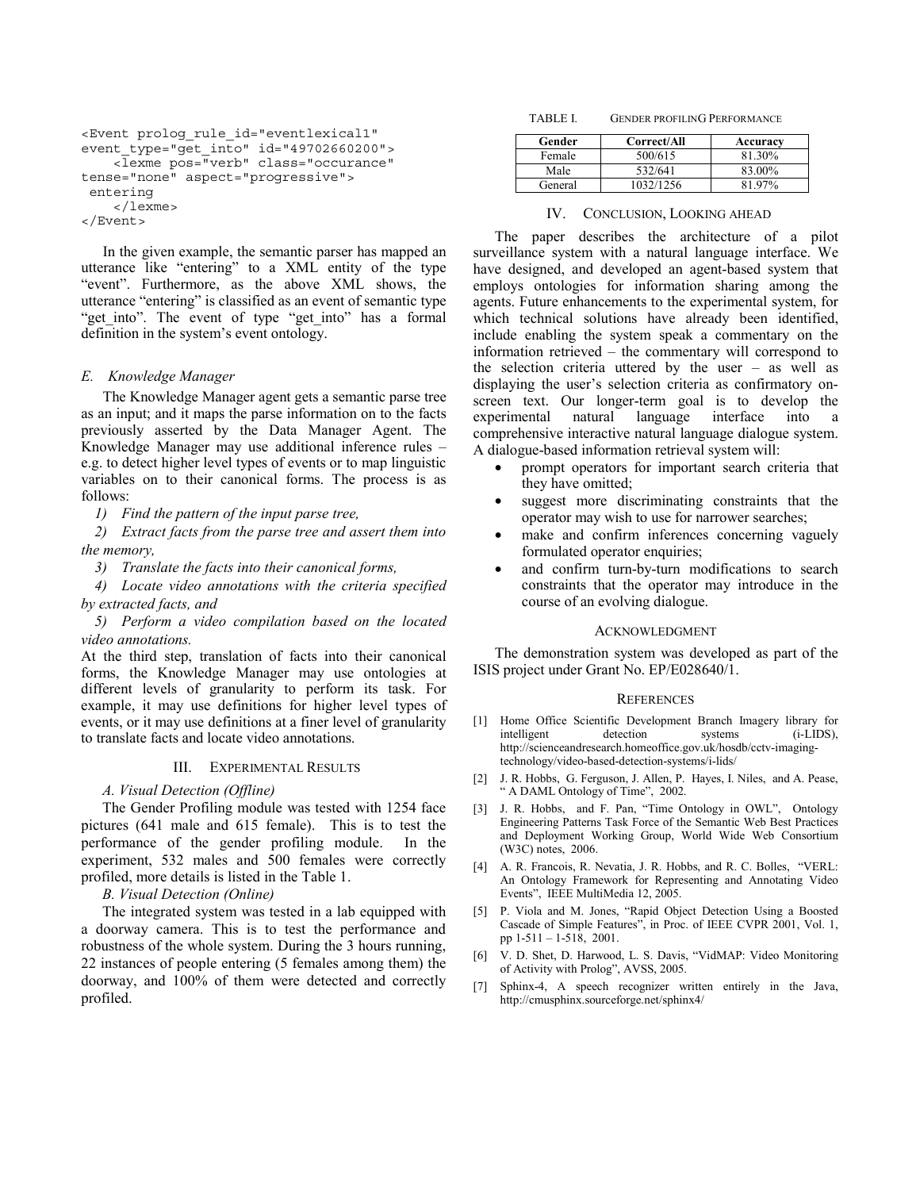```
<Event prolog_rule_id="eventlexical1"
event_type="get_into" id="49702660200">
    <lexme pos="verb" class="occurance"
tense="none" aspect="progressive">
 entering
    </lexme>
</Event>
```

In the given example, the semantic parser has mapped an utterance like "entering" to a XML entity of the type "event". Furthermore, as the above XML shows, the utterance "entering" is classified as an event of semantic type "get_into". The event of type "get_into" has a formal definition in the system's event ontology.

### *E. Knowledge Manager*

The Knowledge Manager agent gets a semantic parse tree as an input; and it maps the parse information on to the facts previously asserted by the Data Manager Agent. The Knowledge Manager may use additional inference rules – e.g. to detect higher level types of events or to map linguistic variables on to their canonical forms. The process is as follows:

*1) Find the pattern of the input parse tree,*

*2) Extract facts from the parse tree and assert them into the memory,*

*3) Translate the facts into their canonical forms,*

*4) Locate video annotations with the criteria specified by extracted facts, and*

*5) Perform a video compilation based on the located video annotations.*

At the third step, translation of facts into their canonical forms, the Knowledge Manager may use ontologies at different levels of granularity to perform its task. For example, it may use definitions for higher level types of events, or it may use definitions at a finer level of granularity to translate facts and locate video annotations.

## III. Experimental Results

### *A. Visual Detection (Offline)*

The Gender Profiling module was tested with 1254 face pictures (641 male and 615 female). This is to test the performance of the gender profiling module. In the experiment, 532 males and 500 females were correctly profiled, more details is listed in the Table 1.

### *B. Visual Detection (Online)*

The integrated system was tested in a lab equipped with a doorway camera. This is to test the performance and robustness of the whole system. During the 3 hours running, 22 instances of people entering (5 females among them) the doorway, and 100% of them were detected and correctly profiled.

TABLE I. Gender profiling Performance

| Gender | Correct/All | Accuracy |
|---|---|---|
| Female | 500/615 | 81.30% |
| Male | 532/641 | 83.00% |
| General | 1032/1256 | 81.97% |

## IV. Conclusion, Looking Ahead

The paper describes the architecture of a pilot surveillance system with a natural language interface. We have designed, and developed an agent-based system that employs ontologies for information sharing among the agents. Future enhancements to the experimental system, for which technical solutions have already been identified, include enabling the system speak a commentary on the information retrieved – the commentary will correspond to the selection criteria uttered by the user – as well as displaying the user's selection criteria as confirmatory on-screen text. Our longer-term goal is to develop the experimental natural language interface into a comprehensive interactive natural language dialogue system. A dialogue-based information retrieval system will:

- prompt operators for important search criteria that they have omitted;
- suggest more discriminating constraints that the operator may wish to use for narrower searches;
- make and confirm inferences concerning vaguely formulated operator enquiries;
- and confirm turn-by-turn modifications to search constraints that the operator may introduce in the course of an evolving dialogue.

## Acknowledgment

The demonstration system was developed as part of the ISIS project under Grant No. EP/E028640/1.

## References

[1] Home Office Scientific Development Branch Imagery library for intelligent detection systems (i-LIDS), http://scienceandresearch.homeoffice.gov.uk/hosdb/cctv-imaging-technology/video-based-detection-systems/i-lids/

[2] J. R. Hobbs, G. Ferguson, J. Allen, P. Hayes, I. Niles, and A. Pease, " A DAML Ontology of Time", 2002.

[3] J. R. Hobbs, and F. Pan, "Time Ontology in OWL", Ontology Engineering Patterns Task Force of the Semantic Web Best Practices and Deployment Working Group, World Wide Web Consortium (W3C) notes, 2006.

[4] A. R. Francois, R. Nevatia, J. R. Hobbs, and R. C. Bolles, "VERL: An Ontology Framework for Representing and Annotating Video Events", IEEE MultiMedia 12, 2005.

[5] P. Viola and M. Jones, "Rapid Object Detection Using a Boosted Cascade of Simple Features", in Proc. of IEEE CVPR 2001, Vol. 1, pp 1-511 – 1-518, 2001.

[6] V. D. Shet, D. Harwood, L. S. Davis, "VidMAP: Video Monitoring of Activity with Prolog", AVSS, 2005.

[7] Sphinx-4, A speech recognizer written entirely in the Java, http://cmusphinx.sourceforge.net/sphinx4/